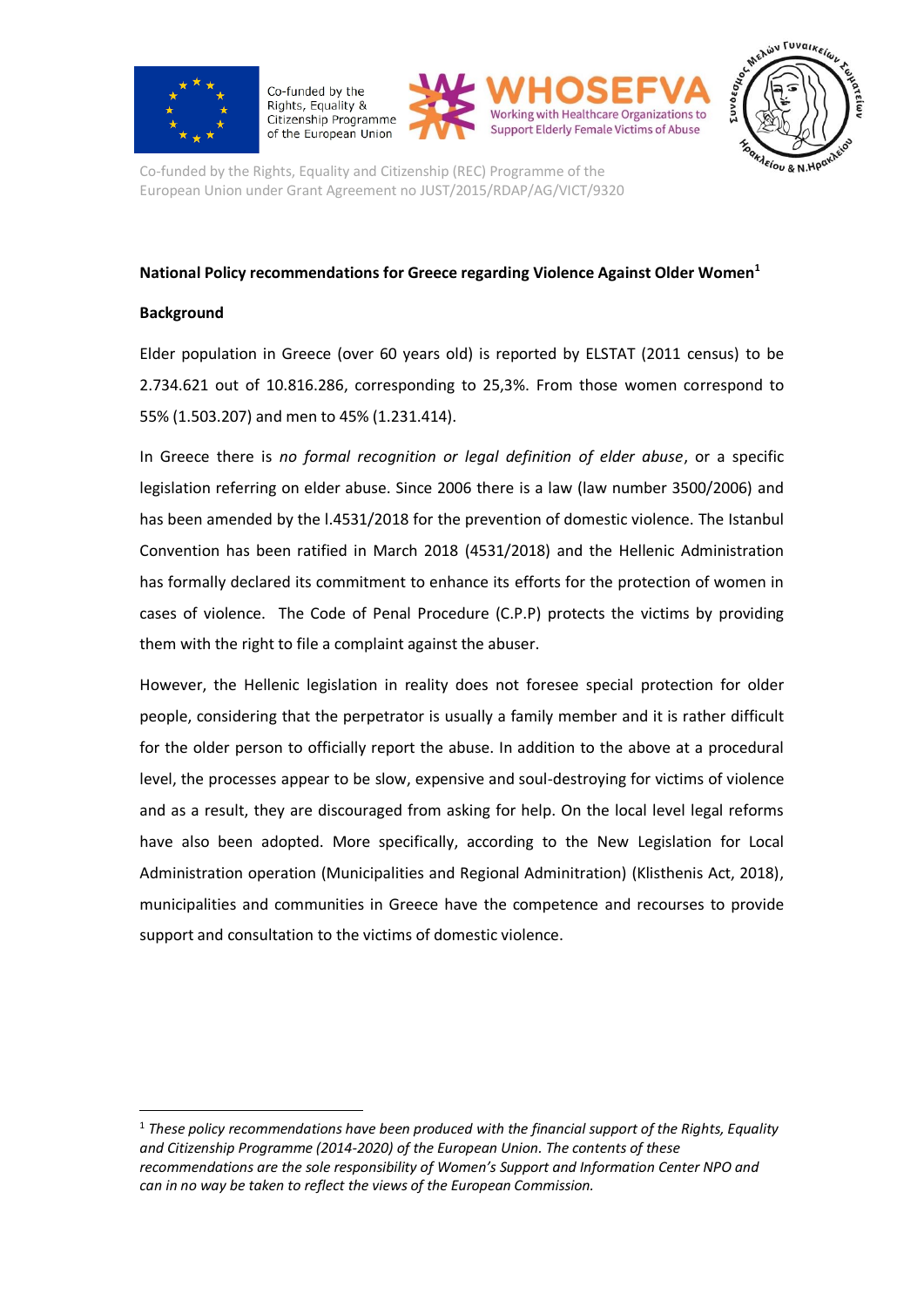Co-funded by the Rights, Equality & Citizenship Programme of the European Union

WHOSEFVA
Working with Healthcare Organizations to Support Elderly Female Victims of Abuse

Co-funded by the Rights, Equality and Citizenship (REC) Programme of the European Union under Grant Agreement no JUST/2015/RDAP/AG/VICT/9320

**National Policy recommendations for Greece regarding Violence Against Older Women**[1]

**Background**

Elder population in Greece (over 60 years old) is reported by ELSTAT (2011 census) to be 2.734.621 out of 10.816.286, corresponding to 25,3%. From those women correspond to 55% (1.503.207) and men to 45% (1.231.414).

In Greece there is *no formal recognition or legal definition of elder abuse*, or a specific legislation referring on elder abuse. Since 2006 there is a law (law number 3500/2006) and has been amended by the l.4531/2018 for the prevention of domestic violence. The Istanbul Convention has been ratified in March 2018 (4531/2018) and the Hellenic Administration has formally declared its commitment to enhance its efforts for the protection of women in cases of violence. The Code of Penal Procedure (C.P.P) protects the victims by providing them with the right to file a complaint against the abuser.

However, the Hellenic legislation in reality does not foresee special protection for older people, considering that the perpetrator is usually a family member and it is rather difficult for the older person to officially report the abuse. In addition to the above at a procedural level, the processes appear to be slow, expensive and soul-destroying for victims of violence and as a result, they are discouraged from asking for help. On the local level legal reforms have also been adopted. More specifically, according to the New Legislation for Local Administration operation (Municipalities and Regional Adminitration) (Klisthenis Act, 2018), municipalities and communities in Greece have the competence and recourses to provide support and consultation to the victims of domestic violence.

---

[1] *These policy recommendations have been produced with the financial support of the Rights, Equality and Citizenship Programme (2014-2020) of the European Union. The contents of these recommendations are the sole responsibility of Women's Support and Information Center NPO and can in no way be taken to reflect the views of the European Commission.*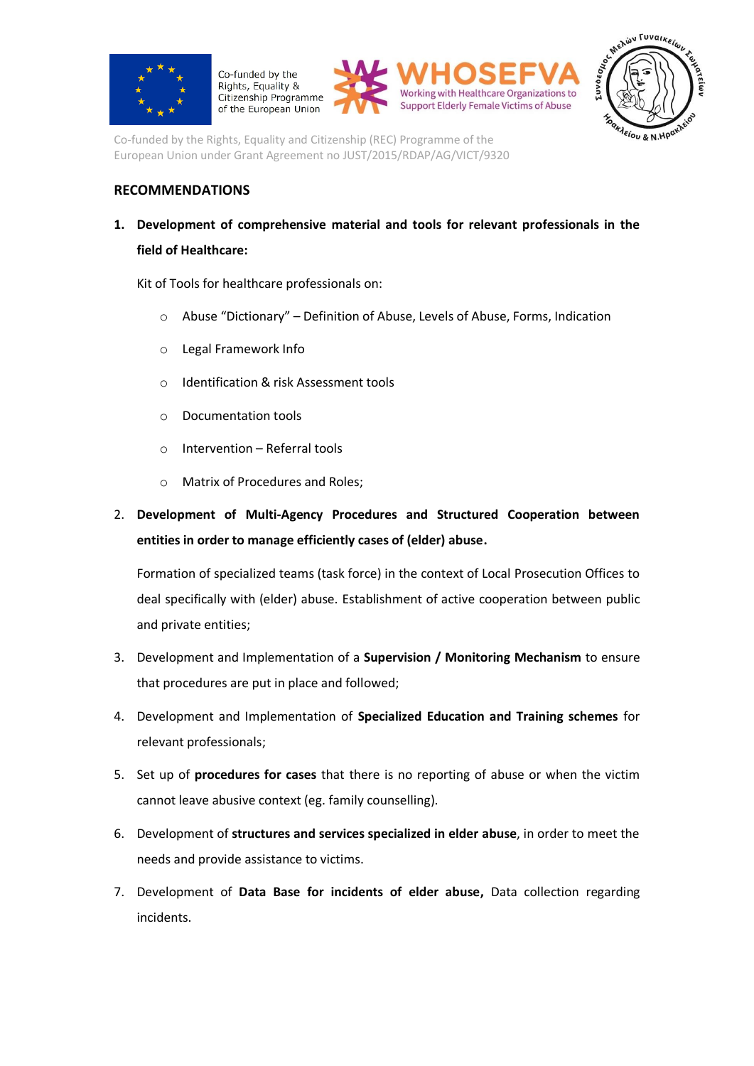Co-funded by the Rights, Equality and Citizenship (REC) Programme of the European Union under Grant Agreement no JUST/2015/RDAP/AG/VICT/9320

## RECOMMENDATIONS

1. **Development of comprehensive material and tools for relevant professionals in the field of Healthcare:**

   Kit of Tools for healthcare professionals on:

   - Abuse "Dictionary" – Definition of Abuse, Levels of Abuse, Forms, Indication
   - Legal Framework Info
   - Identification & risk Assessment tools
   - Documentation tools
   - Intervention – Referral tools
   - Matrix of Procedures and Roles;

2. **Development of Multi-Agency Procedures and Structured Cooperation between entities in order to manage efficiently cases of (elder) abuse.**

   Formation of specialized teams (task force) in the context of Local Prosecution Offices to deal specifically with (elder) abuse. Establishment of active cooperation between public and private entities;

3. Development and Implementation of a **Supervision / Monitoring Mechanism** to ensure that procedures are put in place and followed;

4. Development and Implementation of **Specialized Education and Training schemes** for relevant professionals;

5. Set up of **procedures for cases** that there is no reporting of abuse or when the victim cannot leave abusive context (eg. family counselling).

6. Development of **structures and services specialized in elder abuse**, in order to meet the needs and provide assistance to victims.

7. Development of **Data Base for incidents of elder abuse,** Data collection regarding incidents.